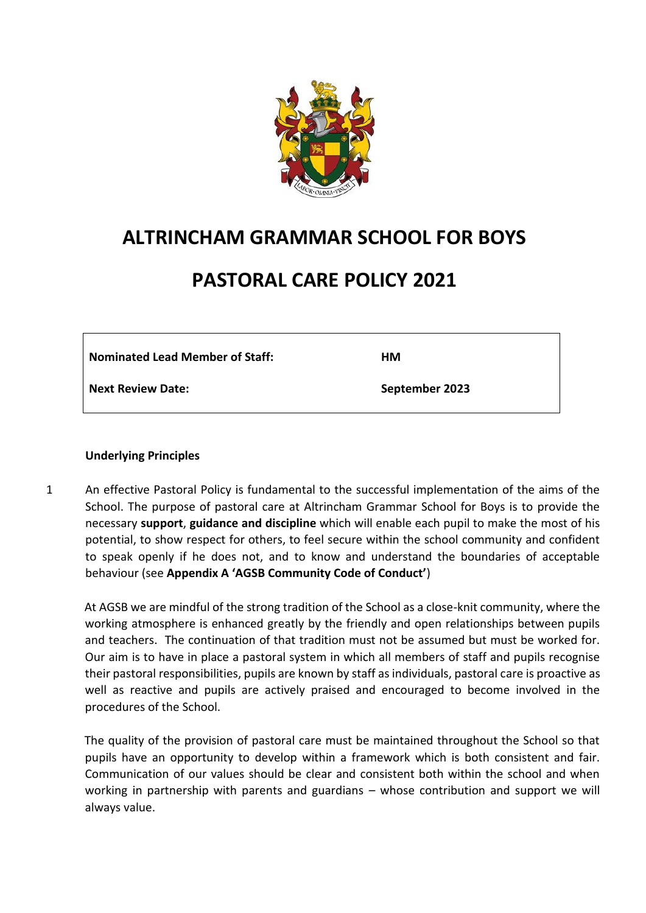# ALTRINCHAM GRAMMAR SCHOOL FOR BOYS

# PASTORAL CARE POLICY 2021

| **Nominated Lead Member of Staff:** | **HM** |
|---|---|
| **Next Review Date:** | **September 2023** |

### Underlying Principles

1 An effective Pastoral Policy is fundamental to the successful implementation of the aims of the School. The purpose of pastoral care at Altrincham Grammar School for Boys is to provide the necessary **support**, **guidance and discipline** which will enable each pupil to make the most of his potential, to show respect for others, to feel secure within the school community and confident to speak openly if he does not, and to know and understand the boundaries of acceptable behaviour (see **Appendix A 'AGSB Community Code of Conduct'**)

At AGSB we are mindful of the strong tradition of the School as a close-knit community, where the working atmosphere is enhanced greatly by the friendly and open relationships between pupils and teachers. The continuation of that tradition must not be assumed but must be worked for. Our aim is to have in place a pastoral system in which all members of staff and pupils recognise their pastoral responsibilities, pupils are known by staff as individuals, pastoral care is proactive as well as reactive and pupils are actively praised and encouraged to become involved in the procedures of the School.

The quality of the provision of pastoral care must be maintained throughout the School so that pupils have an opportunity to develop within a framework which is both consistent and fair. Communication of our values should be clear and consistent both within the school and when working in partnership with parents and guardians – whose contribution and support we will always value.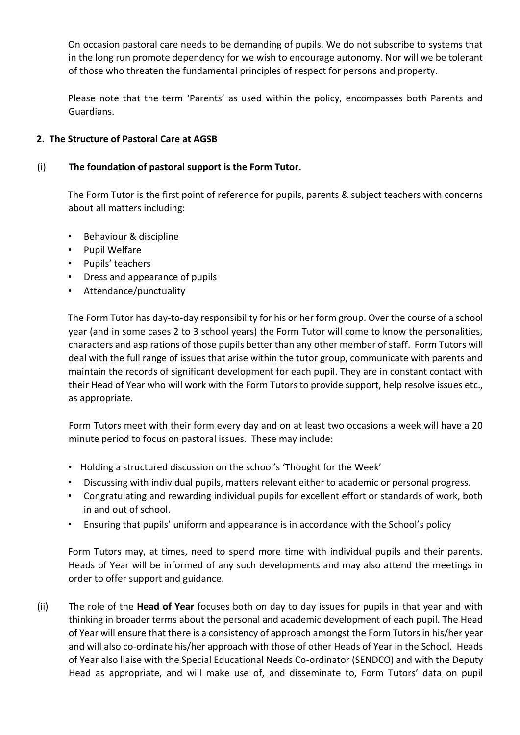On occasion pastoral care needs to be demanding of pupils. We do not subscribe to systems that in the long run promote dependency for we wish to encourage autonomy. Nor will we be tolerant of those who threaten the fundamental principles of respect for persons and property.

Please note that the term 'Parents' as used within the policy, encompasses both Parents and Guardians.

## 2. The Structure of Pastoral Care at AGSB

### (i) The foundation of pastoral support is the Form Tutor.

The Form Tutor is the first point of reference for pupils, parents & subject teachers with concerns about all matters including:

- Behaviour & discipline
- Pupil Welfare
- Pupils' teachers
- Dress and appearance of pupils
- Attendance/punctuality

The Form Tutor has day-to-day responsibility for his or her form group. Over the course of a school year (and in some cases 2 to 3 school years) the Form Tutor will come to know the personalities, characters and aspirations of those pupils better than any other member of staff. Form Tutors will deal with the full range of issues that arise within the tutor group, communicate with parents and maintain the records of significant development for each pupil. They are in constant contact with their Head of Year who will work with the Form Tutors to provide support, help resolve issues etc., as appropriate.

Form Tutors meet with their form every day and on at least two occasions a week will have a 20 minute period to focus on pastoral issues. These may include:

- Holding a structured discussion on the school's 'Thought for the Week'
- Discussing with individual pupils, matters relevant either to academic or personal progress.
- Congratulating and rewarding individual pupils for excellent effort or standards of work, both in and out of school.
- Ensuring that pupils' uniform and appearance is in accordance with the School's policy

Form Tutors may, at times, need to spend more time with individual pupils and their parents. Heads of Year will be informed of any such developments and may also attend the meetings in order to offer support and guidance.

(ii) The role of the **Head of Year** focuses both on day to day issues for pupils in that year and with thinking in broader terms about the personal and academic development of each pupil. The Head of Year will ensure that there is a consistency of approach amongst the Form Tutors in his/her year and will also co-ordinate his/her approach with those of other Heads of Year in the School. Heads of Year also liaise with the Special Educational Needs Co-ordinator (SENDCO) and with the Deputy Head as appropriate, and will make use of, and disseminate to, Form Tutors' data on pupil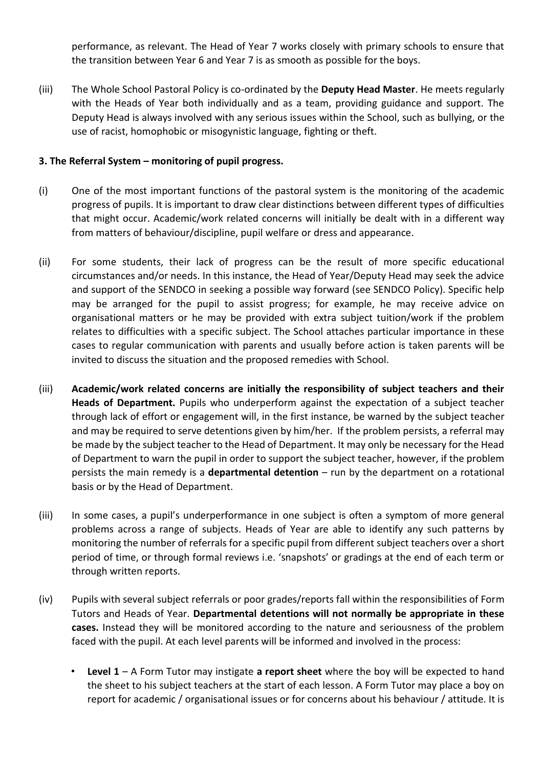performance, as relevant. The Head of Year 7 works closely with primary schools to ensure that the transition between Year 6 and Year 7 is as smooth as possible for the boys.

(iii) The Whole School Pastoral Policy is co-ordinated by the **Deputy Head Master**. He meets regularly with the Heads of Year both individually and as a team, providing guidance and support. The Deputy Head is always involved with any serious issues within the School, such as bullying, or the use of racist, homophobic or misogynistic language, fighting or theft.

### 3. The Referral System – monitoring of pupil progress.

(i) One of the most important functions of the pastoral system is the monitoring of the academic progress of pupils. It is important to draw clear distinctions between different types of difficulties that might occur. Academic/work related concerns will initially be dealt with in a different way from matters of behaviour/discipline, pupil welfare or dress and appearance.

(ii) For some students, their lack of progress can be the result of more specific educational circumstances and/or needs. In this instance, the Head of Year/Deputy Head may seek the advice and support of the SENDCO in seeking a possible way forward (see SENDCO Policy). Specific help may be arranged for the pupil to assist progress; for example, he may receive advice on organisational matters or he may be provided with extra subject tuition/work if the problem relates to difficulties with a specific subject. The School attaches particular importance in these cases to regular communication with parents and usually before action is taken parents will be invited to discuss the situation and the proposed remedies with School.

(iii) **Academic/work related concerns are initially the responsibility of subject teachers and their Heads of Department.** Pupils who underperform against the expectation of a subject teacher through lack of effort or engagement will, in the first instance, be warned by the subject teacher and may be required to serve detentions given by him/her. If the problem persists, a referral may be made by the subject teacher to the Head of Department. It may only be necessary for the Head of Department to warn the pupil in order to support the subject teacher, however, if the problem persists the main remedy is a **departmental detention** – run by the department on a rotational basis or by the Head of Department.

(iii) In some cases, a pupil's underperformance in one subject is often a symptom of more general problems across a range of subjects. Heads of Year are able to identify any such patterns by monitoring the number of referrals for a specific pupil from different subject teachers over a short period of time, or through formal reviews i.e. 'snapshots' or gradings at the end of each term or through written reports.

(iv) Pupils with several subject referrals or poor grades/reports fall within the responsibilities of Form Tutors and Heads of Year. **Departmental detentions will not normally be appropriate in these cases.** Instead they will be monitored according to the nature and seriousness of the problem faced with the pupil. At each level parents will be informed and involved in the process:

- **Level 1** – A Form Tutor may instigate **a report sheet** where the boy will be expected to hand the sheet to his subject teachers at the start of each lesson. A Form Tutor may place a boy on report for academic / organisational issues or for concerns about his behaviour / attitude. It is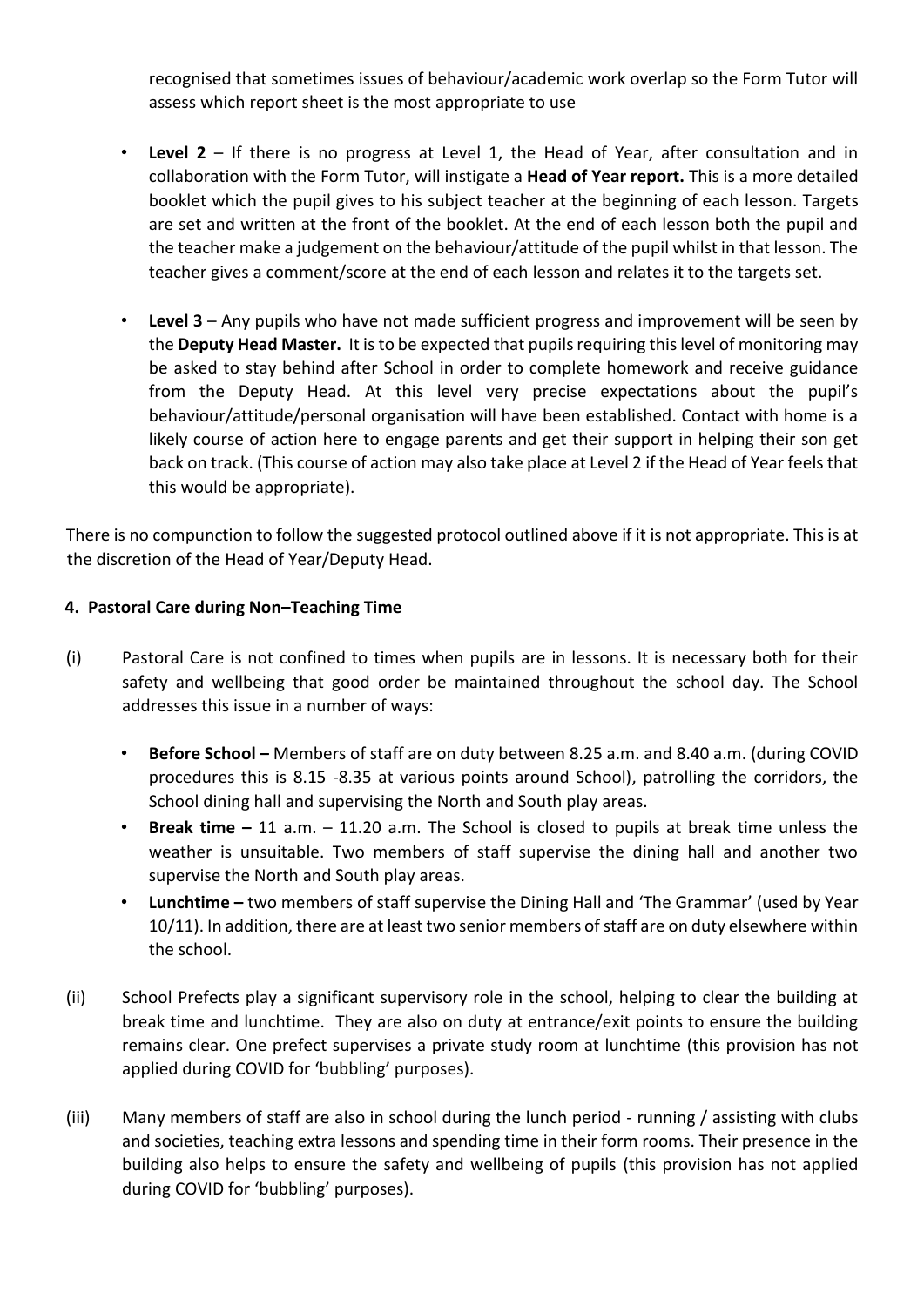recognised that sometimes issues of behaviour/academic work overlap so the Form Tutor will assess which report sheet is the most appropriate to use

- **Level 2** – If there is no progress at Level 1, the Head of Year, after consultation and in collaboration with the Form Tutor, will instigate a **Head of Year report.** This is a more detailed booklet which the pupil gives to his subject teacher at the beginning of each lesson. Targets are set and written at the front of the booklet. At the end of each lesson both the pupil and the teacher make a judgement on the behaviour/attitude of the pupil whilst in that lesson. The teacher gives a comment/score at the end of each lesson and relates it to the targets set.

- **Level 3** – Any pupils who have not made sufficient progress and improvement will be seen by the **Deputy Head Master.** It is to be expected that pupils requiring this level of monitoring may be asked to stay behind after School in order to complete homework and receive guidance from the Deputy Head. At this level very precise expectations about the pupil's behaviour/attitude/personal organisation will have been established. Contact with home is a likely course of action here to engage parents and get their support in helping their son get back on track. (This course of action may also take place at Level 2 if the Head of Year feels that this would be appropriate).

There is no compunction to follow the suggested protocol outlined above if it is not appropriate. This is at the discretion of the Head of Year/Deputy Head.

### 4. Pastoral Care during Non–Teaching Time

(i) Pastoral Care is not confined to times when pupils are in lessons. It is necessary both for their safety and wellbeing that good order be maintained throughout the school day. The School addresses this issue in a number of ways:

- **Before School –** Members of staff are on duty between 8.25 a.m. and 8.40 a.m. (during COVID procedures this is 8.15 -8.35 at various points around School), patrolling the corridors, the School dining hall and supervising the North and South play areas.
- **Break time –** 11 a.m. – 11.20 a.m. The School is closed to pupils at break time unless the weather is unsuitable. Two members of staff supervise the dining hall and another two supervise the North and South play areas.
- **Lunchtime –** two members of staff supervise the Dining Hall and 'The Grammar' (used by Year 10/11). In addition, there are at least two senior members of staff are on duty elsewhere within the school.

(ii) School Prefects play a significant supervisory role in the school, helping to clear the building at break time and lunchtime. They are also on duty at entrance/exit points to ensure the building remains clear. One prefect supervises a private study room at lunchtime (this provision has not applied during COVID for 'bubbling' purposes).

(iii) Many members of staff are also in school during the lunch period - running / assisting with clubs and societies, teaching extra lessons and spending time in their form rooms. Their presence in the building also helps to ensure the safety and wellbeing of pupils (this provision has not applied during COVID for 'bubbling' purposes).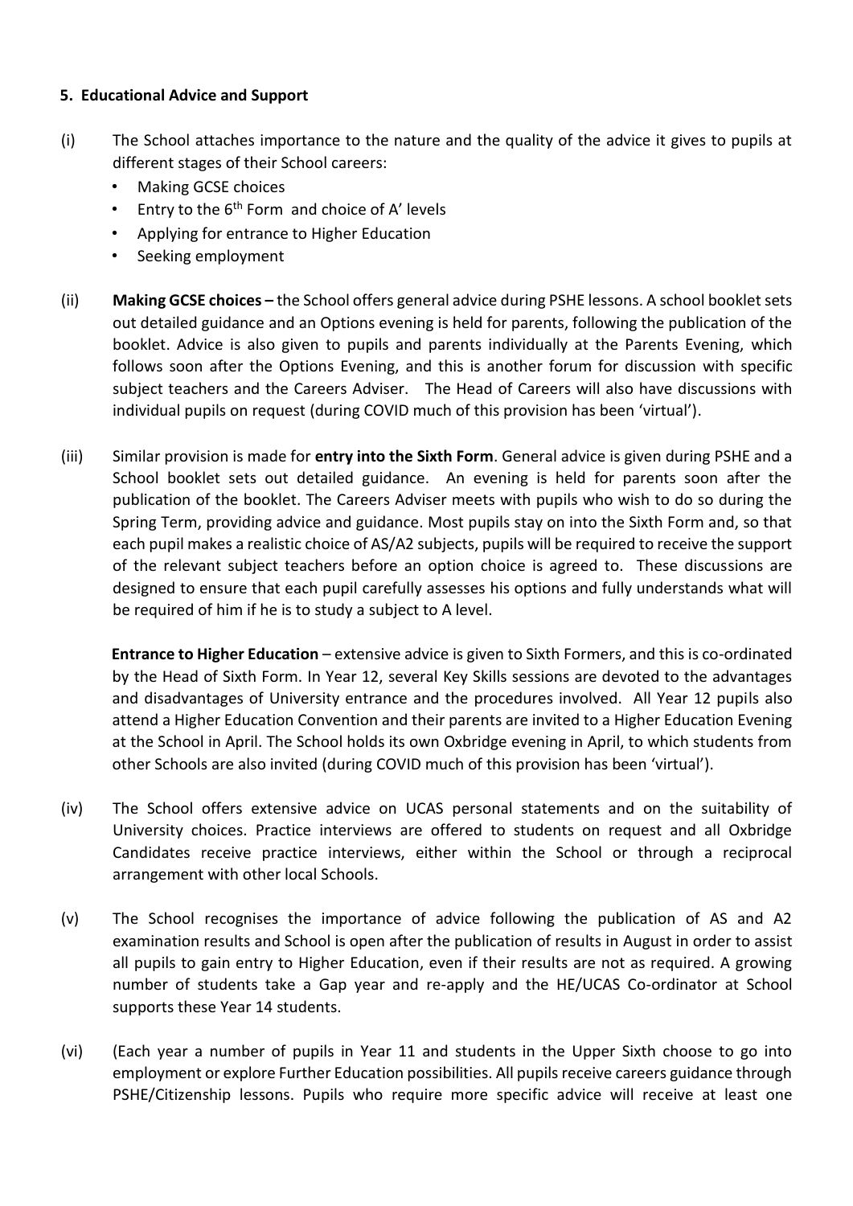**5. Educational Advice and Support**

(i) The School attaches importance to the nature and the quality of the advice it gives to pupils at different stages of their School careers:

- Making GCSE choices
- Entry to the 6th Form and choice of A' levels
- Applying for entrance to Higher Education
- Seeking employment

(ii) **Making GCSE choices –** the School offers general advice during PSHE lessons. A school booklet sets out detailed guidance and an Options evening is held for parents, following the publication of the booklet. Advice is also given to pupils and parents individually at the Parents Evening, which follows soon after the Options Evening, and this is another forum for discussion with specific subject teachers and the Careers Adviser. The Head of Careers will also have discussions with individual pupils on request (during COVID much of this provision has been 'virtual').

(iii) Similar provision is made for **entry into the Sixth Form**. General advice is given during PSHE and a School booklet sets out detailed guidance. An evening is held for parents soon after the publication of the booklet. The Careers Adviser meets with pupils who wish to do so during the Spring Term, providing advice and guidance. Most pupils stay on into the Sixth Form and, so that each pupil makes a realistic choice of AS/A2 subjects, pupils will be required to receive the support of the relevant subject teachers before an option choice is agreed to. These discussions are designed to ensure that each pupil carefully assesses his options and fully understands what will be required of him if he is to study a subject to A level.

**Entrance to Higher Education** – extensive advice is given to Sixth Formers, and this is co-ordinated by the Head of Sixth Form. In Year 12, several Key Skills sessions are devoted to the advantages and disadvantages of University entrance and the procedures involved. All Year 12 pupils also attend a Higher Education Convention and their parents are invited to a Higher Education Evening at the School in April. The School holds its own Oxbridge evening in April, to which students from other Schools are also invited (during COVID much of this provision has been 'virtual').

(iv) The School offers extensive advice on UCAS personal statements and on the suitability of University choices. Practice interviews are offered to students on request and all Oxbridge Candidates receive practice interviews, either within the School or through a reciprocal arrangement with other local Schools.

(v) The School recognises the importance of advice following the publication of AS and A2 examination results and School is open after the publication of results in August in order to assist all pupils to gain entry to Higher Education, even if their results are not as required. A growing number of students take a Gap year and re-apply and the HE/UCAS Co-ordinator at School supports these Year 14 students.

(vi) (Each year a number of pupils in Year 11 and students in the Upper Sixth choose to go into employment or explore Further Education possibilities. All pupils receive careers guidance through PSHE/Citizenship lessons. Pupils who require more specific advice will receive at least one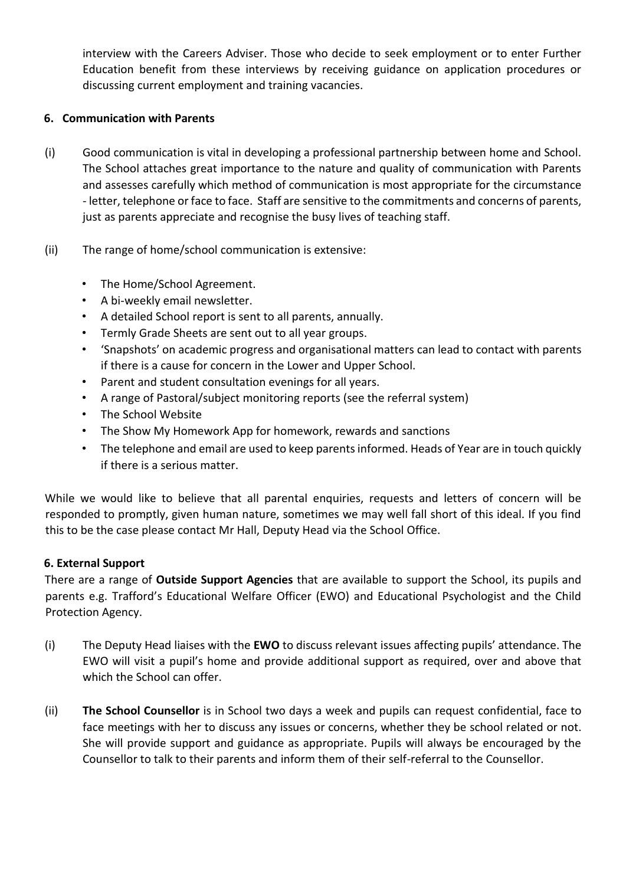interview with the Careers Adviser. Those who decide to seek employment or to enter Further Education benefit from these interviews by receiving guidance on application procedures or discussing current employment and training vacancies.

### 6. Communication with Parents

(i) Good communication is vital in developing a professional partnership between home and School. The School attaches great importance to the nature and quality of communication with Parents and assesses carefully which method of communication is most appropriate for the circumstance - letter, telephone or face to face. Staff are sensitive to the commitments and concerns of parents, just as parents appreciate and recognise the busy lives of teaching staff.

(ii) The range of home/school communication is extensive:

- The Home/School Agreement.
- A bi-weekly email newsletter.
- A detailed School report is sent to all parents, annually.
- Termly Grade Sheets are sent out to all year groups.
- 'Snapshots' on academic progress and organisational matters can lead to contact with parents if there is a cause for concern in the Lower and Upper School.
- Parent and student consultation evenings for all years.
- A range of Pastoral/subject monitoring reports (see the referral system)
- The School Website
- The Show My Homework App for homework, rewards and sanctions
- The telephone and email are used to keep parents informed. Heads of Year are in touch quickly if there is a serious matter.

While we would like to believe that all parental enquiries, requests and letters of concern will be responded to promptly, given human nature, sometimes we may well fall short of this ideal. If you find this to be the case please contact Mr Hall, Deputy Head via the School Office.

### 6. External Support

There are a range of **Outside Support Agencies** that are available to support the School, its pupils and parents e.g. Trafford's Educational Welfare Officer (EWO) and Educational Psychologist and the Child Protection Agency.

(i) The Deputy Head liaises with the **EWO** to discuss relevant issues affecting pupils' attendance. The EWO will visit a pupil's home and provide additional support as required, over and above that which the School can offer.

(ii) **The School Counsellor** is in School two days a week and pupils can request confidential, face to face meetings with her to discuss any issues or concerns, whether they be school related or not. She will provide support and guidance as appropriate. Pupils will always be encouraged by the Counsellor to talk to their parents and inform them of their self-referral to the Counsellor.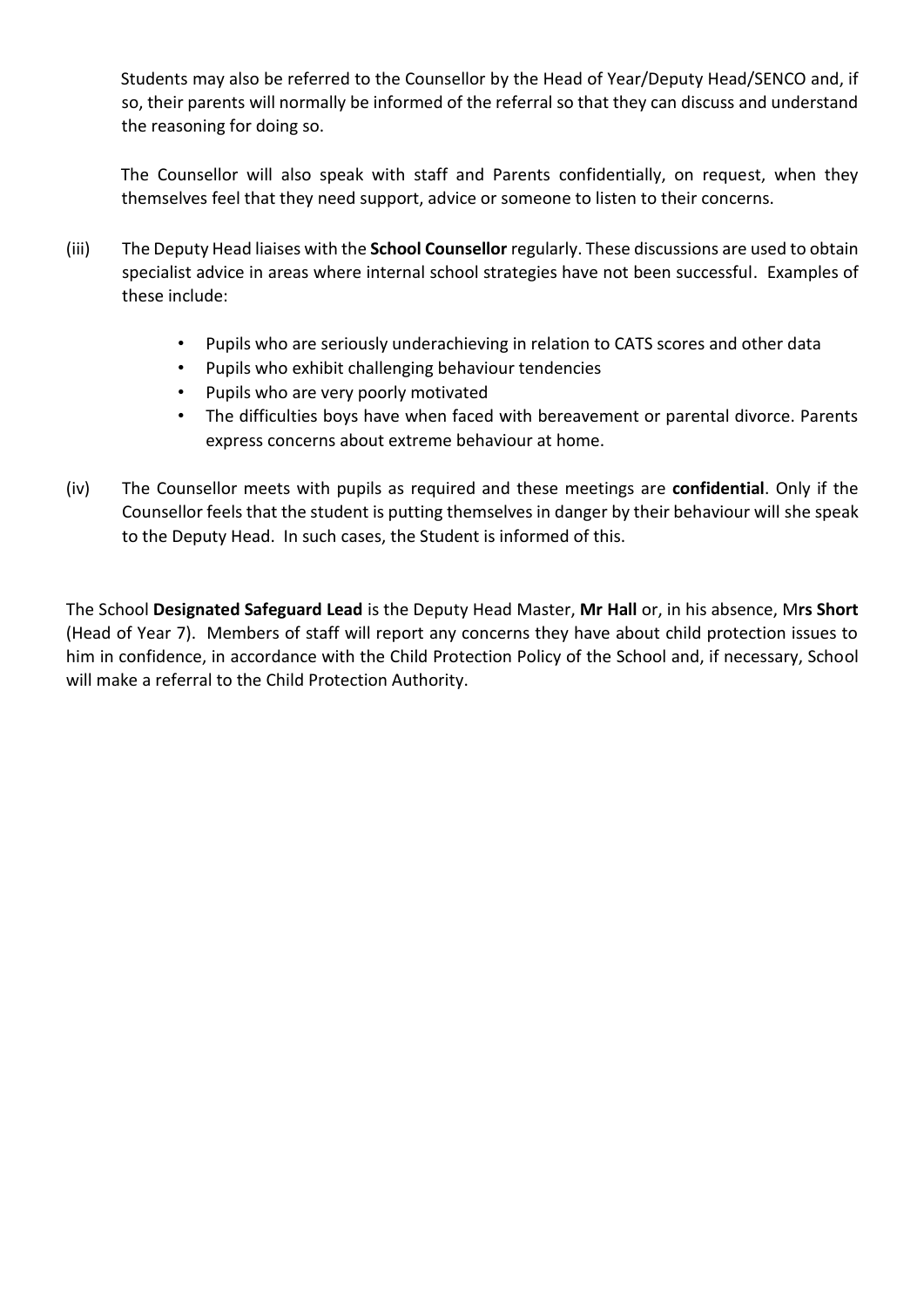Students may also be referred to the Counsellor by the Head of Year/Deputy Head/SENCO and, if so, their parents will normally be informed of the referral so that they can discuss and understand the reasoning for doing so.

The Counsellor will also speak with staff and Parents confidentially, on request, when they themselves feel that they need support, advice or someone to listen to their concerns.

(iii) The Deputy Head liaises with the **School Counsellor** regularly. These discussions are used to obtain specialist advice in areas where internal school strategies have not been successful. Examples of these include:

- Pupils who are seriously underachieving in relation to CATS scores and other data
- Pupils who exhibit challenging behaviour tendencies
- Pupils who are very poorly motivated
- The difficulties boys have when faced with bereavement or parental divorce. Parents express concerns about extreme behaviour at home.

(iv) The Counsellor meets with pupils as required and these meetings are **confidential**. Only if the Counsellor feels that the student is putting themselves in danger by their behaviour will she speak to the Deputy Head. In such cases, the Student is informed of this.

The School **Designated Safeguard Lead** is the Deputy Head Master, **Mr Hall** or, in his absence, M**rs Short** (Head of Year 7). Members of staff will report any concerns they have about child protection issues to him in confidence, in accordance with the Child Protection Policy of the School and, if necessary, School will make a referral to the Child Protection Authority.